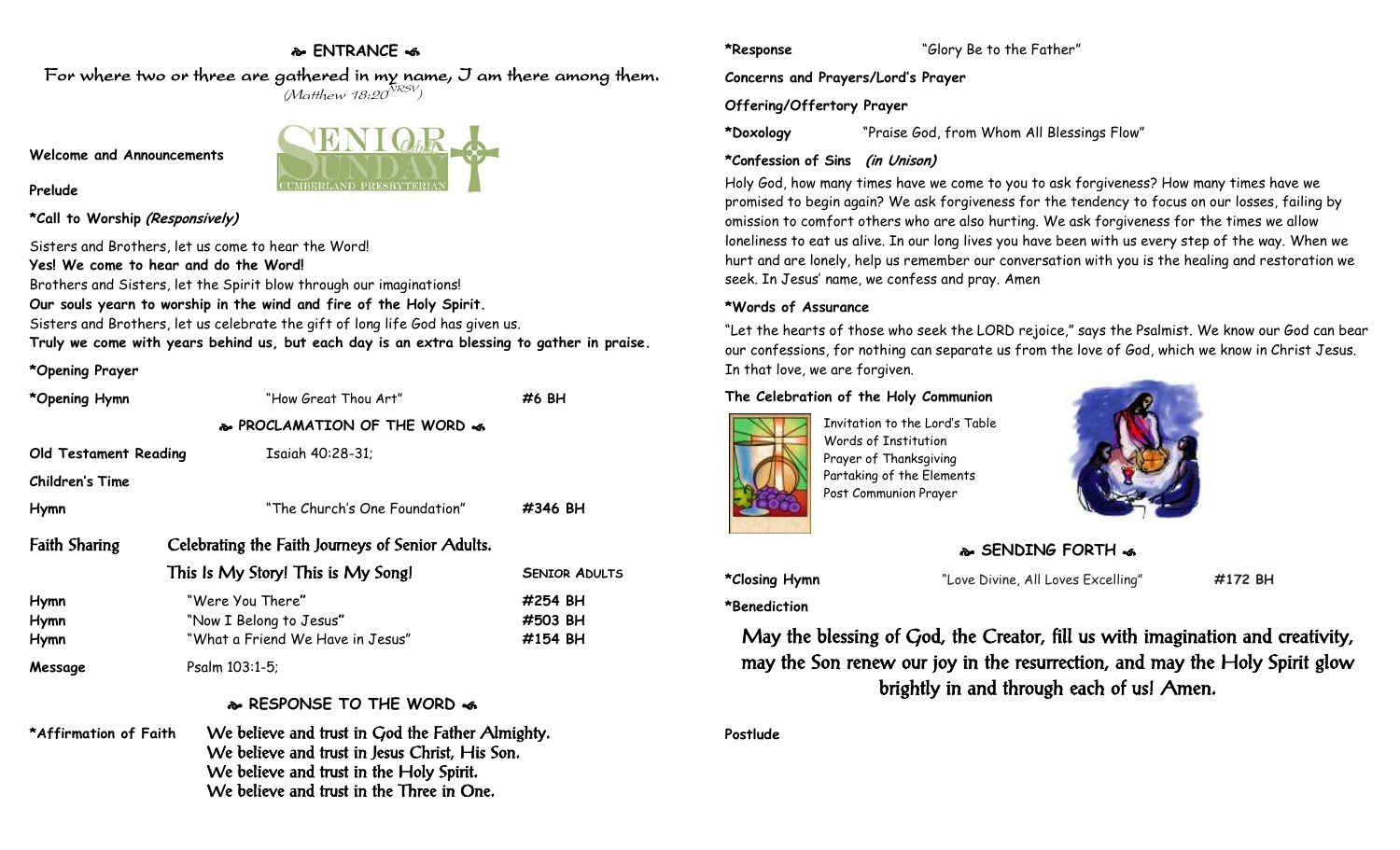## ❧ ENTRANCE ☙

For where two or three are gathered in my name, I am there among them.
(Matthew 18:20[NRSV])

**Welcome and Announcements**

**Prelude**

***Call to Worship** ***(Responsively)***

Sisters and Brothers, let us come to hear the Word!
**Yes! We come to hear and do the Word!**
Brothers and Sisters, let the Spirit blow through our imaginations!
**Our souls yearn to worship in the wind and fire of the Holy Spirit.**
Sisters and Brothers, let us celebrate the gift of long life God has given us.
**Truly we come with years behind us, but each day is an extra blessing to gather in praise.**

***Opening Prayer**

***Opening Hymn** "How Great Thou Art" **#6 BH**

## ❧ PROCLAMATION OF THE WORD ☙

**Old Testament Reading** Isaiah 40:28-31;

**Children's Time**

**Hymn** "The Church's One Foundation" **#346 BH**

**Faith Sharing** Celebrating the Faith Journeys of Senior Adults.
This Is My Story! This is My Song! SENIOR ADULTS

**Hymn** "Were You There" **#254 BH**
**Hymn** "Now I Belong to Jesus" **#503 BH**
**Hymn** "What a Friend We Have in Jesus" **#154 BH**

**Message** Psalm 103:1-5;

## ❧ RESPONSE TO THE WORD ☙

***Affirmation of Faith**
We believe and trust in God the Father Almighty.
We believe and trust in Jesus Christ, His Son.
We believe and trust in the Holy Spirit.
We believe and trust in the Three in One.

***Response** "Glory Be to the Father"

**Concerns and Prayers/Lord's Prayer**

**Offering/Offertory Prayer**

***Doxology** "Praise God, from Whom All Blessings Flow"

***Confession of Sins** ***(in Unison)***

Holy God, how many times have we come to you to ask forgiveness? How many times have we promised to begin again? We ask forgiveness for the tendency to focus on our losses, failing by omission to comfort others who are also hurting. We ask forgiveness for the times we allow loneliness to eat us alive. In our long lives you have been with us every step of the way. When we hurt and are lonely, help us remember our conversation with you is the healing and restoration we seek. In Jesus' name, we confess and pray. Amen

***Words of Assurance**

"Let the hearts of those who seek the LORD rejoice," says the Psalmist. We know our God can bear our confessions, for nothing can separate us from the love of God, which we know in Christ Jesus. In that love, we are forgiven.

**The Celebration of the Holy Communion**

Invitation to the Lord's Table
Words of Institution
Prayer of Thanksgiving
Partaking of the Elements
Post Communion Prayer

## ❧ SENDING FORTH ☙

***Closing Hymn** "Love Divine, All Loves Excelling" **#172 BH**

***Benediction**

May the blessing of God, the Creator, fill us with imagination and creativity, may the Son renew our joy in the resurrection, and may the Holy Spirit glow brightly in and through each of us! Amen.

**Postlude**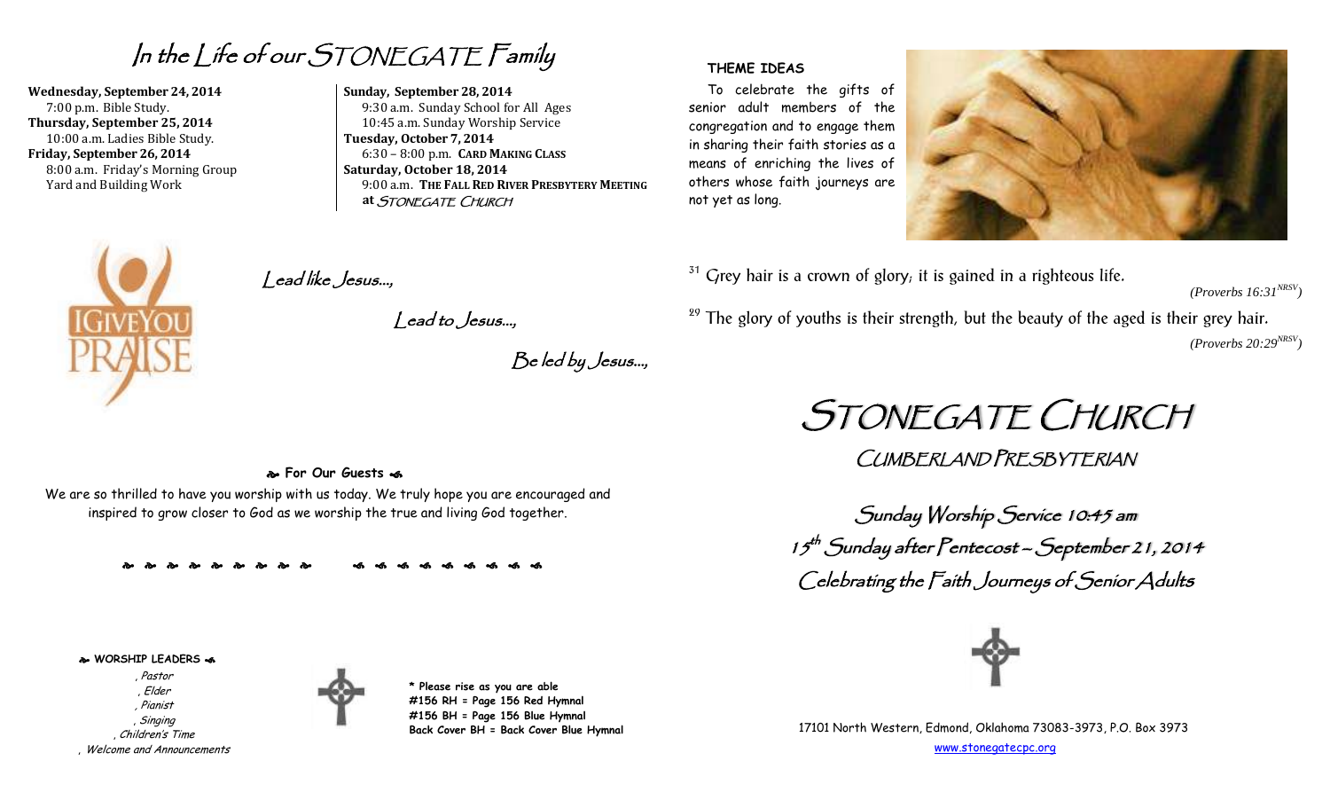# In the Life of our STONEGATE Family

**Wednesday, September 24, 2014**
7:00 p.m. Bible Study.
**Thursday, September 25, 2014**
10:00 a.m. Ladies Bible Study.
**Friday, September 26, 2014**
8:00 a.m. Friday's Morning Group Yard and Building Work

**Sunday, September 28, 2014**
9:30 a.m. Sunday School for All Ages
10:45 a.m. Sunday Worship Service
**Tuesday, October 7, 2014**
6:30 – 8:00 p.m. **CARD MAKING CLASS**
**Saturday, October 18, 2014**
9:00 a.m. **THE FALL RED RIVER PRESBYTERY MEETING at** STONEGATE CHURCH

Lead like Jesus...,

Lead to Jesus...,

Be led by Jesus...,

**For Our Guests**

We are so thrilled to have you worship with us today. We truly hope you are encouraged and inspired to grow closer to God as we worship the true and living God together.

**WORSHIP LEADERS**

*, Pastor*
*, Elder*
*, Pianist*
*, Singing*
*, Children's Time*
*, Welcome and Announcements*

**\* Please rise as you are able**
**#156 RH = Page 156 Red Hymnal**
**#156 BH = Page 156 Blue Hymnal**
**Back Cover BH = Back Cover Blue Hymnal**

**THEME IDEAS**

To celebrate the gifts of senior adult members of the congregation and to engage them in sharing their faith stories as a means of enriching the lives of others whose faith journeys are not yet as long.

[31] Grey hair is a crown of glory; it is gained in a righteous life.

*(Proverbs 16:31[NRSV])*

[29] The glory of youths is their strength, but the beauty of the aged is their grey hair.

*(Proverbs 20:29[NRSV])*

# STONEGATE CHURCH

## CUMBERLAND PRESBYTERIAN

Sunday Worship Service 10:45 am

15th Sunday after Pentecost – September 21, 2014

Celebrating the Faith Journeys of Senior Adults

17101 North Western, Edmond, Oklahoma 73083-3973, P.O. Box 3973

www.stonegatecpc.org